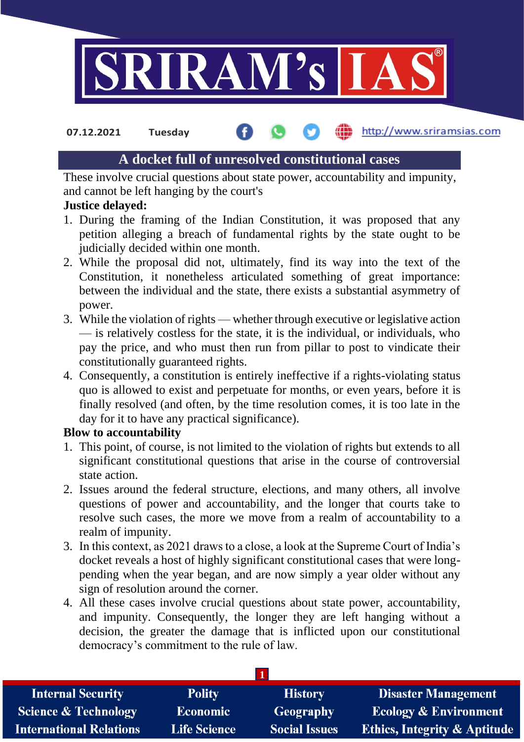# A docket full of unresolved constitutional cases

These involve crucial questions about state power, accountability and impunity, and cannot be left hanging by the court's

**Justice delayed:**

1. During the framing of the Indian Constitution, it was proposed that any petition alleging a breach of fundamental rights by the state ought to be judicially decided within one month.
2. While the proposal did not, ultimately, find its way into the text of the Constitution, it nonetheless articulated something of great importance: between the individual and the state, there exists a substantial asymmetry of power.
3. While the violation of rights — whether through executive or legislative action — is relatively costless for the state, it is the individual, or individuals, who pay the price, and who must then run from pillar to post to vindicate their constitutionally guaranteed rights.
4. Consequently, a constitution is entirely ineffective if a rights-violating status quo is allowed to exist and perpetuate for months, or even years, before it is finally resolved (and often, by the time resolution comes, it is too late in the day for it to have any practical significance).

**Blow to accountability**

1. This point, of course, is not limited to the violation of rights but extends to all significant constitutional questions that arise in the course of controversial state action.
2. Issues around the federal structure, elections, and many others, all involve questions of power and accountability, and the longer that courts take to resolve such cases, the more we move from a realm of accountability to a realm of impunity.
3. In this context, as 2021 draws to a close, a look at the Supreme Court of India's docket reveals a host of highly significant constitutional cases that were long-pending when the year began, and are now simply a year older without any sign of resolution around the corner.
4. All these cases involve crucial questions about state power, accountability, and impunity. Consequently, the longer they are left hanging without a decision, the greater the damage that is inflicted upon our constitutional democracy's commitment to the rule of law.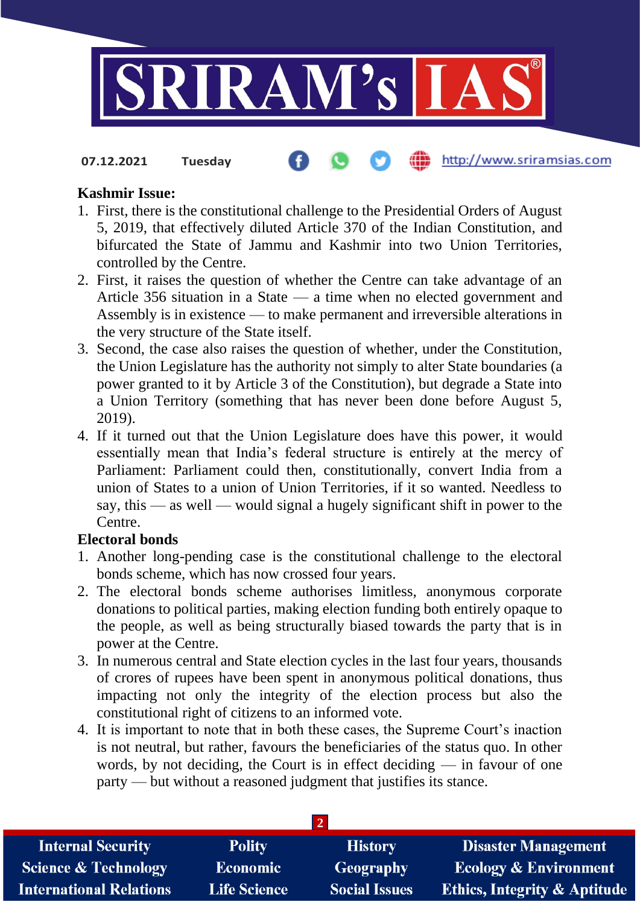**Kashmir Issue:**

1. First, there is the constitutional challenge to the Presidential Orders of August 5, 2019, that effectively diluted Article 370 of the Indian Constitution, and bifurcated the State of Jammu and Kashmir into two Union Territories, controlled by the Centre.
2. First, it raises the question of whether the Centre can take advantage of an Article 356 situation in a State — a time when no elected government and Assembly is in existence — to make permanent and irreversible alterations in the very structure of the State itself.
3. Second, the case also raises the question of whether, under the Constitution, the Union Legislature has the authority not simply to alter State boundaries (a power granted to it by Article 3 of the Constitution), but degrade a State into a Union Territory (something that has never been done before August 5, 2019).
4. If it turned out that the Union Legislature does have this power, it would essentially mean that India's federal structure is entirely at the mercy of Parliament: Parliament could then, constitutionally, convert India from a union of States to a union of Union Territories, if it so wanted. Needless to say, this — as well — would signal a hugely significant shift in power to the Centre.

**Electoral bonds**

1. Another long-pending case is the constitutional challenge to the electoral bonds scheme, which has now crossed four years.
2. The electoral bonds scheme authorises limitless, anonymous corporate donations to political parties, making election funding both entirely opaque to the people, as well as being structurally biased towards the party that is in power at the Centre.
3. In numerous central and State election cycles in the last four years, thousands of crores of rupees have been spent in anonymous political donations, thus impacting not only the integrity of the election process but also the constitutional right of citizens to an informed vote.
4. It is important to note that in both these cases, the Supreme Court's inaction is not neutral, but rather, favours the beneficiaries of the status quo. In other words, by not deciding, the Court is in effect deciding — in favour of one party — but without a reasoned judgment that justifies its stance.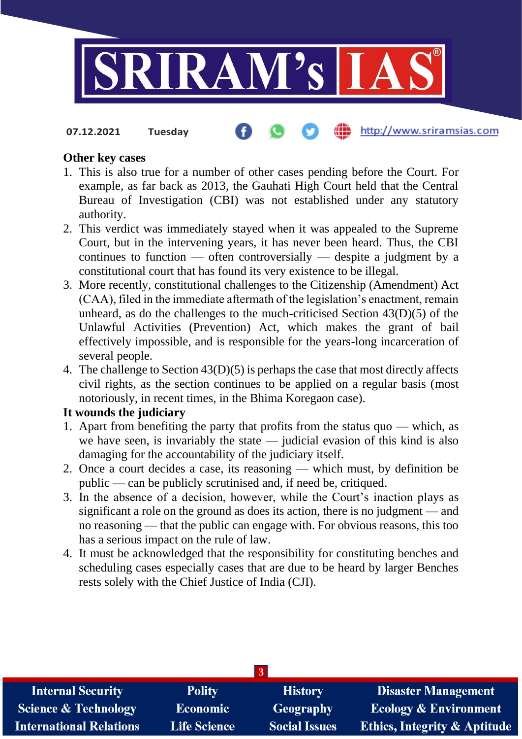**Other key cases**

1. This is also true for a number of other cases pending before the Court. For example, as far back as 2013, the Gauhati High Court held that the Central Bureau of Investigation (CBI) was not established under any statutory authority.
2. This verdict was immediately stayed when it was appealed to the Supreme Court, but in the intervening years, it has never been heard. Thus, the CBI continues to function — often controversially — despite a judgment by a constitutional court that has found its very existence to be illegal.
3. More recently, constitutional challenges to the Citizenship (Amendment) Act (CAA), filed in the immediate aftermath of the legislation's enactment, remain unheard, as do the challenges to the much-criticised Section 43(D)(5) of the Unlawful Activities (Prevention) Act, which makes the grant of bail effectively impossible, and is responsible for the years-long incarceration of several people.
4. The challenge to Section 43(D)(5) is perhaps the case that most directly affects civil rights, as the section continues to be applied on a regular basis (most notoriously, in recent times, in the Bhima Koregaon case).

**It wounds the judiciary**

1. Apart from benefiting the party that profits from the status quo — which, as we have seen, is invariably the state — judicial evasion of this kind is also damaging for the accountability of the judiciary itself.
2. Once a court decides a case, its reasoning — which must, by definition be public — can be publicly scrutinised and, if need be, critiqued.
3. In the absence of a decision, however, while the Court's inaction plays as significant a role on the ground as does its action, there is no judgment — and no reasoning — that the public can engage with. For obvious reasons, this too has a serious impact on the rule of law.
4. It must be acknowledged that the responsibility for constituting benches and scheduling cases especially cases that are due to be heard by larger Benches rests solely with the Chief Justice of India (CJI).